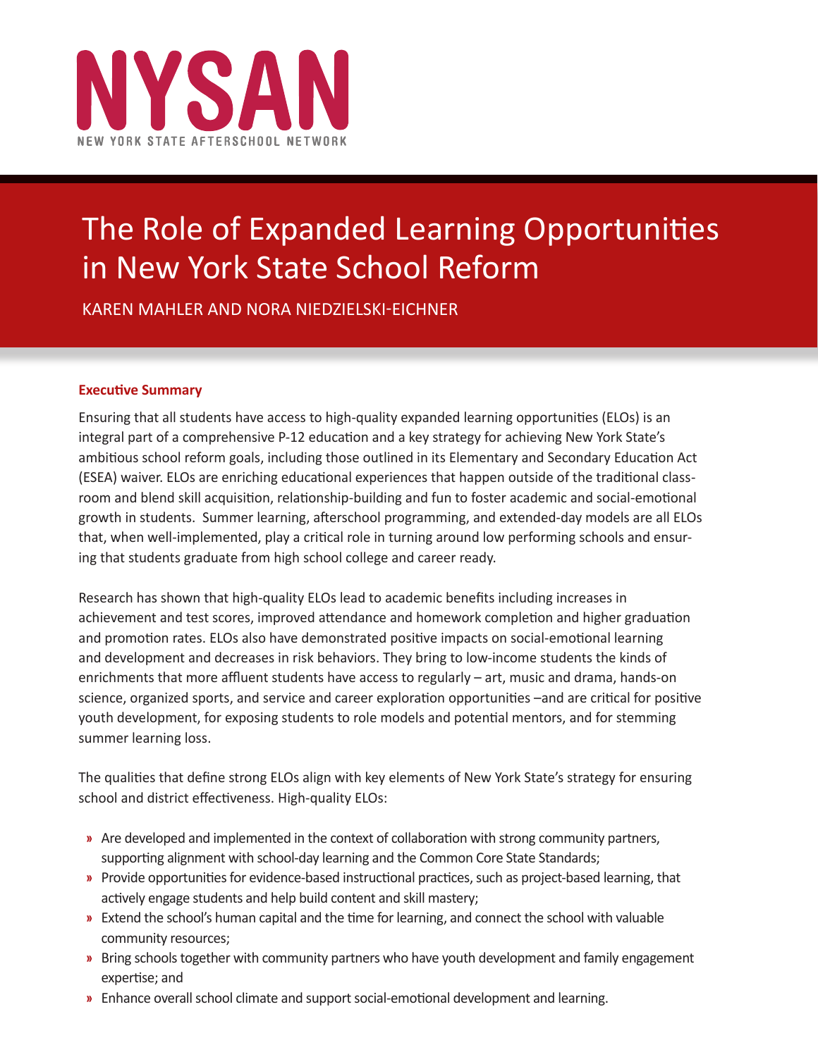NYSAN

NEW YORK STATE AFTERSCHOOL NETWORK

# The Role of Expanded Learning Opportunities in New York State School Reform

KAREN MAHLER AND NORA NIEDZIELSKI-EICHNER

## Executive Summary

Ensuring that all students have access to high-quality expanded learning opportunities (ELOs) is an integral part of a comprehensive P-12 education and a key strategy for achieving New York State's ambitious school reform goals, including those outlined in its Elementary and Secondary Education Act (ESEA) waiver. ELOs are enriching educational experiences that happen outside of the traditional classroom and blend skill acquisition, relationship-building and fun to foster academic and social-emotional growth in students. Summer learning, afterschool programming, and extended-day models are all ELOs that, when well-implemented, play a critical role in turning around low performing schools and ensuring that students graduate from high school college and career ready.

Research has shown that high-quality ELOs lead to academic benefits including increases in achievement and test scores, improved attendance and homework completion and higher graduation and promotion rates. ELOs also have demonstrated positive impacts on social-emotional learning and development and decreases in risk behaviors. They bring to low-income students the kinds of enrichments that more affluent students have access to regularly – art, music and drama, hands-on science, organized sports, and service and career exploration opportunities –and are critical for positive youth development, for exposing students to role models and potential mentors, and for stemming summer learning loss.

The qualities that define strong ELOs align with key elements of New York State's strategy for ensuring school and district effectiveness. High-quality ELOs:

- Are developed and implemented in the context of collaboration with strong community partners, supporting alignment with school-day learning and the Common Core State Standards;
- Provide opportunities for evidence-based instructional practices, such as project-based learning, that actively engage students and help build content and skill mastery;
- Extend the school's human capital and the time for learning, and connect the school with valuable community resources;
- Bring schools together with community partners who have youth development and family engagement expertise; and
- Enhance overall school climate and support social-emotional development and learning.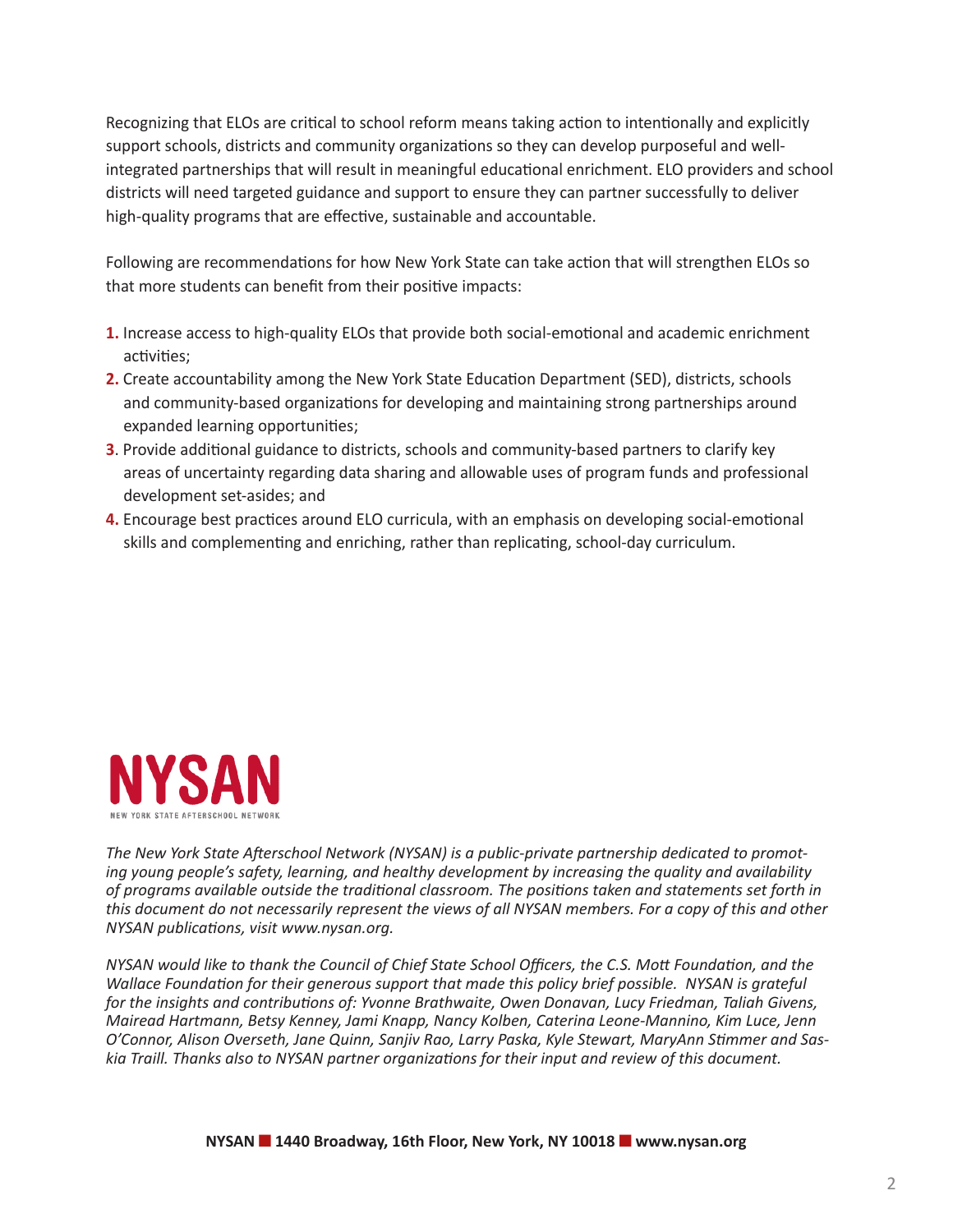Recognizing that ELOs are critical to school reform means taking action to intentionally and explicitly support schools, districts and community organizations so they can develop purposeful and well-integrated partnerships that will result in meaningful educational enrichment. ELO providers and school districts will need targeted guidance and support to ensure they can partner successfully to deliver high-quality programs that are effective, sustainable and accountable.

Following are recommendations for how New York State can take action that will strengthen ELOs so that more students can benefit from their positive impacts:

1. Increase access to high-quality ELOs that provide both social-emotional and academic enrichment activities;
2. Create accountability among the New York State Education Department (SED), districts, schools and community-based organizations for developing and maintaining strong partnerships around expanded learning opportunities;
3. Provide additional guidance to districts, schools and community-based partners to clarify key areas of uncertainty regarding data sharing and allowable uses of program funds and professional development set-asides; and
4. Encourage best practices around ELO curricula, with an emphasis on developing social-emotional skills and complementing and enriching, rather than replicating, school-day curriculum.

**NYSAN**
NEW YORK STATE AFTERSCHOOL NETWORK

*The New York State Afterschool Network (NYSAN) is a public-private partnership dedicated to promoting young people's safety, learning, and healthy development by increasing the quality and availability of programs available outside the traditional classroom. The positions taken and statements set forth in this document do not necessarily represent the views of all NYSAN members. For a copy of this and other NYSAN publications, visit www.nysan.org.*

*NYSAN would like to thank the Council of Chief State School Officers, the C.S. Mott Foundation, and the Wallace Foundation for their generous support that made this policy brief possible. NYSAN is grateful for the insights and contributions of: Yvonne Brathwaite, Owen Donavan, Lucy Friedman, Taliah Givens, Mairead Hartmann, Betsy Kenney, Jami Knapp, Nancy Kolben, Caterina Leone-Mannino, Kim Luce, Jenn O'Connor, Alison Overseth, Jane Quinn, Sanjiv Rao, Larry Paska, Kyle Stewart, MaryAnn Stimmer and Saskia Traill. Thanks also to NYSAN partner organizations for their input and review of this document.*

**NYSAN ■ 1440 Broadway, 16th Floor, New York, NY 10018 ■ www.nysan.org**